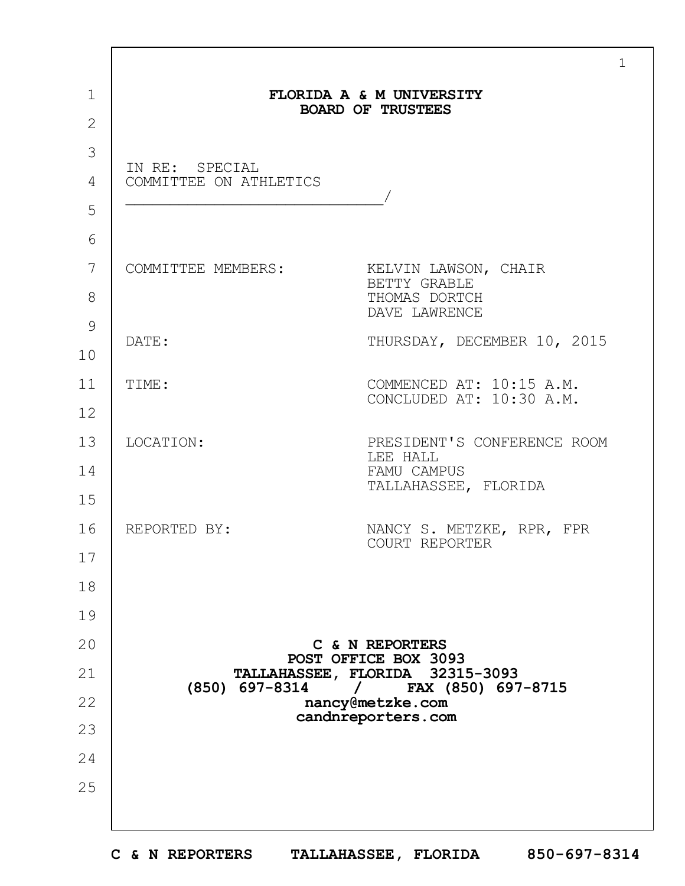# FLORIDA A & M UNIVERSITY
## BOARD OF TRUSTEES

IN RE: SPECIAL
COMMITTEE ON ATHLETICS
_____________________________/

| | |
|---|---|
| COMMITTEE MEMBERS: | KELVIN LAWSON, CHAIR<br>BETTY GRABLE<br>THOMAS DORTCH<br>DAVE LAWRENCE |
| DATE: | THURSDAY, DECEMBER 10, 2015 |
| TIME: | COMMENCED AT: 10:15 A.M.<br>CONCLUDED AT: 10:30 A.M. |
| LOCATION: | PRESIDENT'S CONFERENCE ROOM<br>LEE HALL<br>FAMU CAMPUS<br>TALLAHASSEE, FLORIDA |
| REPORTED BY: | NANCY S. METZKE, RPR, FPR<br>COURT REPORTER |

**C & N REPORTERS**
**POST OFFICE BOX 3093**
**TALLAHASSEE, FLORIDA 32315-3093**
**(850) 697-8314 / FAX (850) 697-8715**
**nancy@metzke.com**
**candnreporters.com**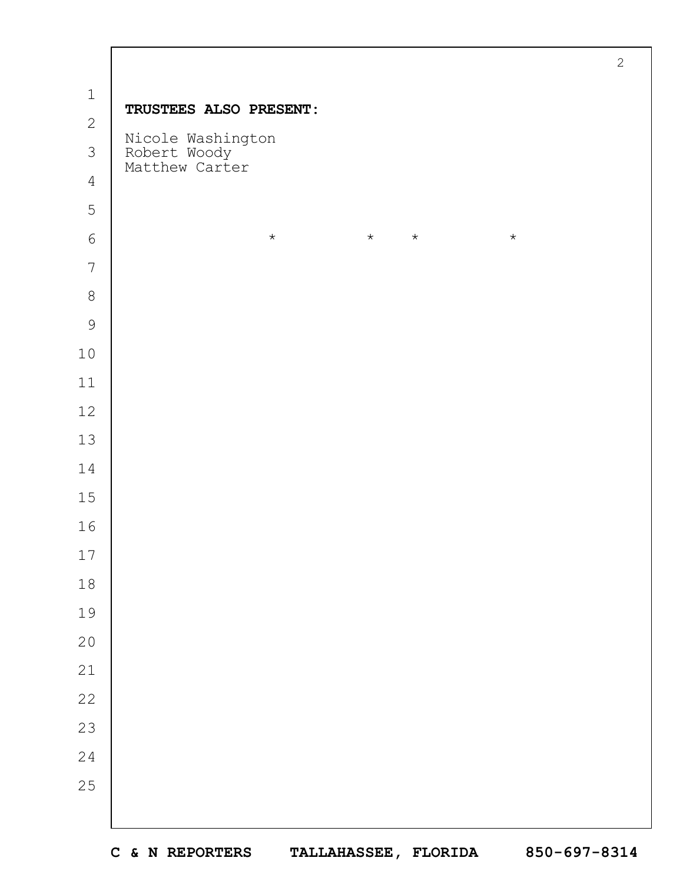**TRUSTEES ALSO PRESENT:**

Nicole Washington
Robert Woody
Matthew Carter

\* \* \* \*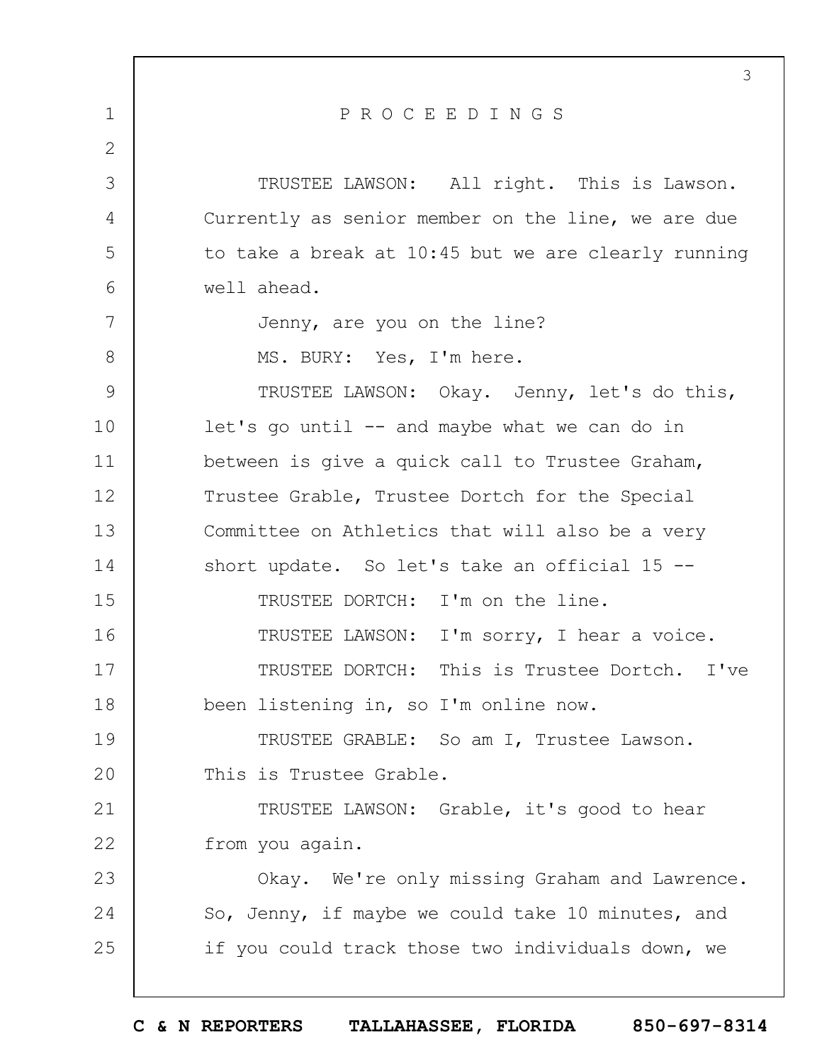P R O C E E D I N G S

TRUSTEE LAWSON: All right. This is Lawson. Currently as senior member on the line, we are due to take a break at 10:45 but we are clearly running well ahead.

Jenny, are you on the line?

MS. BURY: Yes, I'm here.

TRUSTEE LAWSON: Okay. Jenny, let's do this, let's go until -- and maybe what we can do in between is give a quick call to Trustee Graham, Trustee Grable, Trustee Dortch for the Special Committee on Athletics that will also be a very short update. So let's take an official 15 --

TRUSTEE DORTCH: I'm on the line.

TRUSTEE LAWSON: I'm sorry, I hear a voice.

TRUSTEE DORTCH: This is Trustee Dortch. I've been listening in, so I'm online now.

TRUSTEE GRABLE: So am I, Trustee Lawson. This is Trustee Grable.

TRUSTEE LAWSON: Grable, it's good to hear from you again.

Okay. We're only missing Graham and Lawrence. So, Jenny, if maybe we could take 10 minutes, and if you could track those two individuals down, we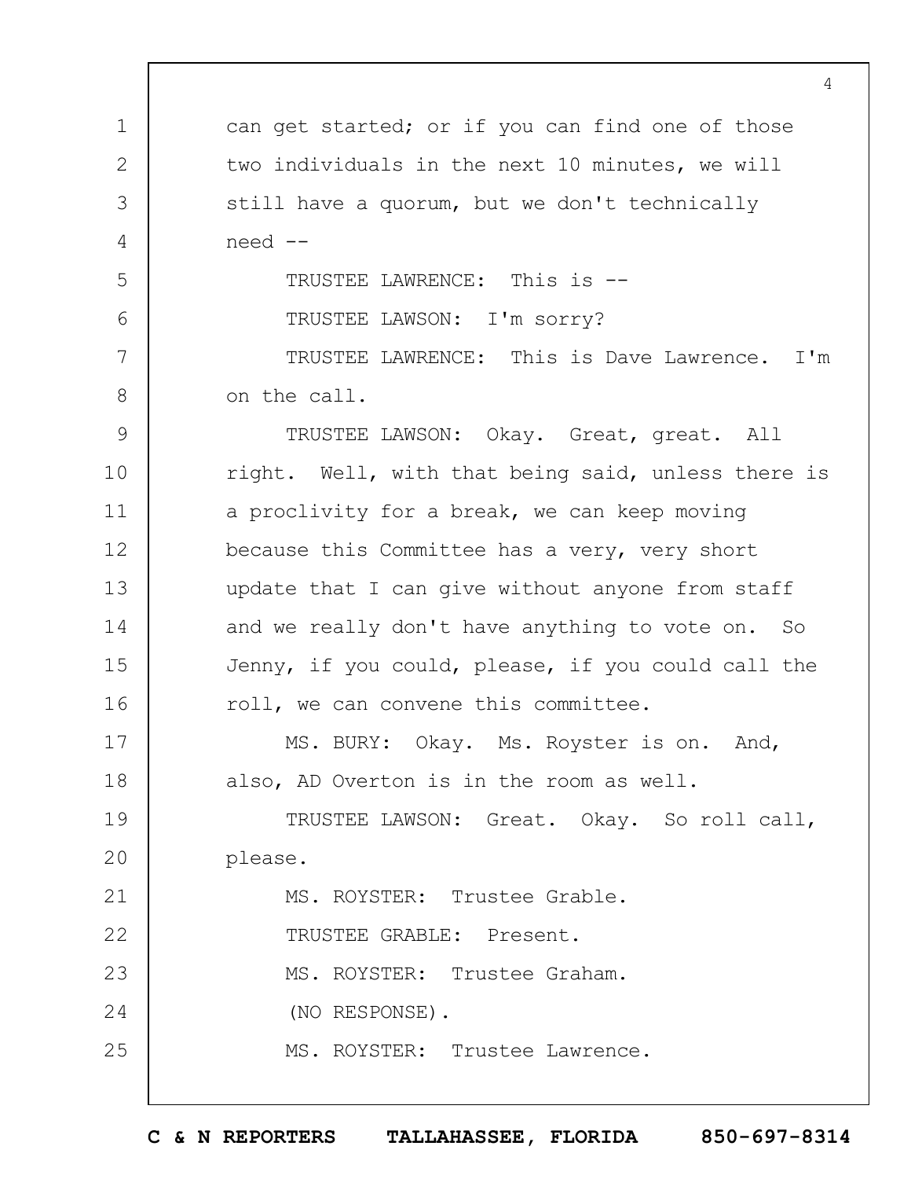can get started; or if you can find one of those two individuals in the next 10 minutes, we will still have a quorum, but we don't technically need --

TRUSTEE LAWRENCE: This is --

TRUSTEE LAWSON: I'm sorry?

TRUSTEE LAWRENCE: This is Dave Lawrence. I'm on the call.

TRUSTEE LAWSON: Okay. Great, great. All right. Well, with that being said, unless there is a proclivity for a break, we can keep moving because this Committee has a very, very short update that I can give without anyone from staff and we really don't have anything to vote on. So Jenny, if you could, please, if you could call the roll, we can convene this committee.

MS. BURY: Okay. Ms. Royster is on. And, also, AD Overton is in the room as well.

TRUSTEE LAWSON: Great. Okay. So roll call, please.

MS. ROYSTER: Trustee Grable.

TRUSTEE GRABLE: Present.

MS. ROYSTER: Trustee Graham.

(NO RESPONSE).

MS. ROYSTER: Trustee Lawrence.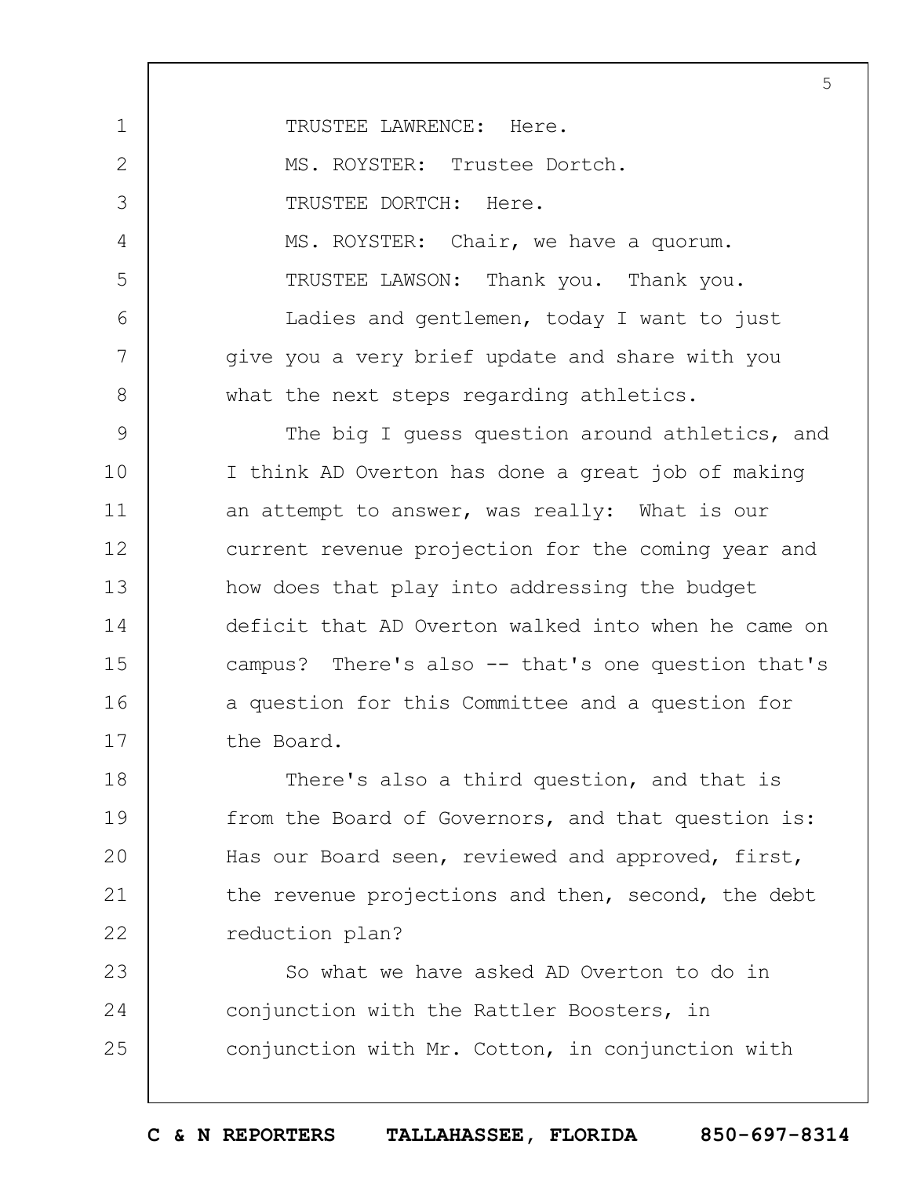TRUSTEE LAWRENCE: Here.

MS. ROYSTER: Trustee Dortch.

TRUSTEE DORTCH: Here.

MS. ROYSTER: Chair, we have a quorum.

TRUSTEE LAWSON: Thank you. Thank you.

Ladies and gentlemen, today I want to just give you a very brief update and share with you what the next steps regarding athletics.

The big I guess question around athletics, and I think AD Overton has done a great job of making an attempt to answer, was really: What is our current revenue projection for the coming year and how does that play into addressing the budget deficit that AD Overton walked into when he came on campus? There's also -- that's one question that's a question for this Committee and a question for the Board.

There's also a third question, and that is from the Board of Governors, and that question is: Has our Board seen, reviewed and approved, first, the revenue projections and then, second, the debt reduction plan?

So what we have asked AD Overton to do in conjunction with the Rattler Boosters, in conjunction with Mr. Cotton, in conjunction with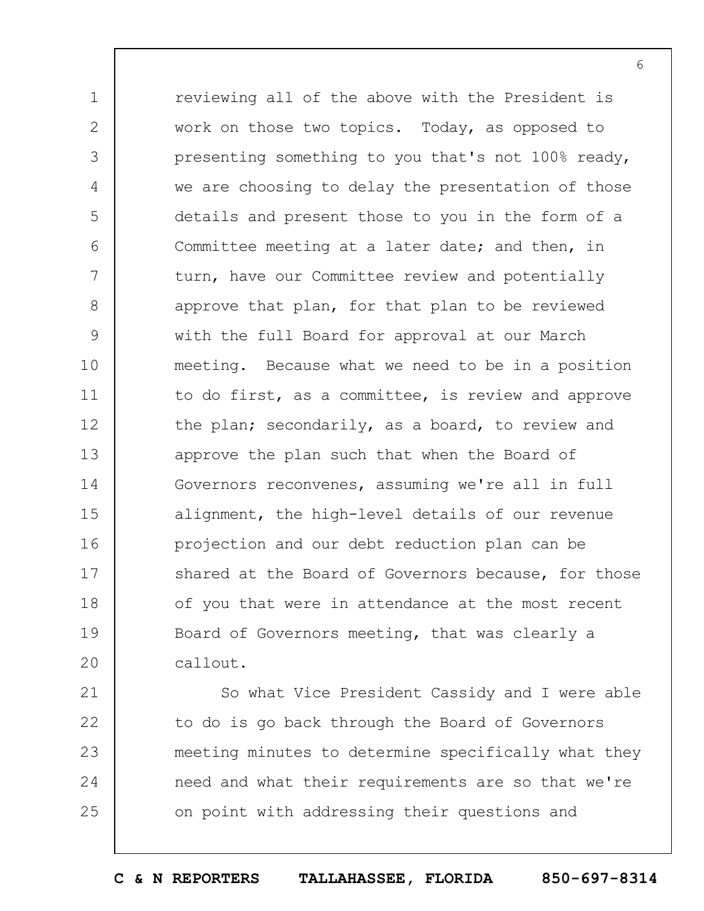reviewing all of the above with the President is work on those two topics. Today, as opposed to presenting something to you that's not 100% ready, we are choosing to delay the presentation of those details and present those to you in the form of a Committee meeting at a later date; and then, in turn, have our Committee review and potentially approve that plan, for that plan to be reviewed with the full Board for approval at our March meeting. Because what we need to be in a position to do first, as a committee, is review and approve the plan; secondarily, as a board, to review and approve the plan such that when the Board of Governors reconvenes, assuming we're all in full alignment, the high-level details of our revenue projection and our debt reduction plan can be shared at the Board of Governors because, for those of you that were in attendance at the most recent Board of Governors meeting, that was clearly a callout.

So what Vice President Cassidy and I were able to do is go back through the Board of Governors meeting minutes to determine specifically what they need and what their requirements are so that we're on point with addressing their questions and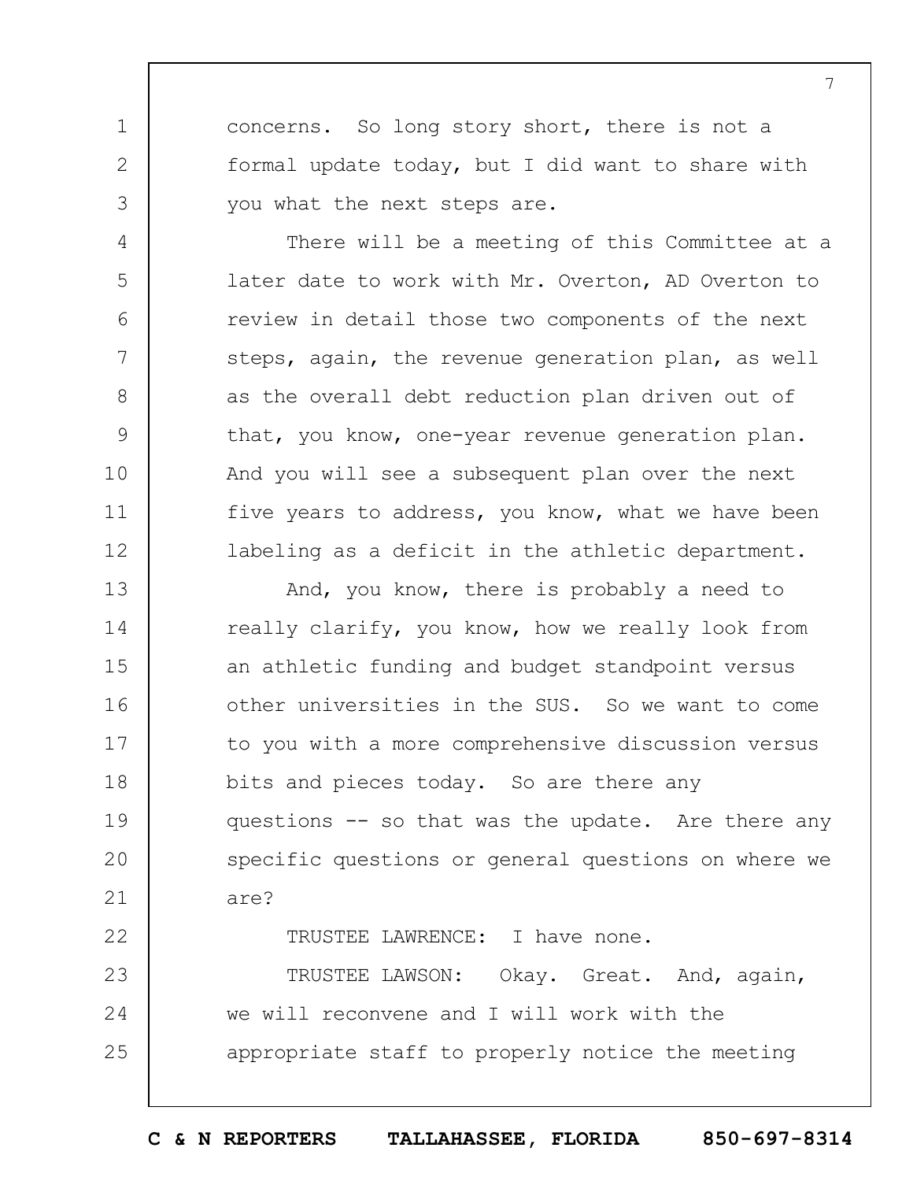concerns. So long story short, there is not a formal update today, but I did want to share with you what the next steps are.

There will be a meeting of this Committee at a later date to work with Mr. Overton, AD Overton to review in detail those two components of the next steps, again, the revenue generation plan, as well as the overall debt reduction plan driven out of that, you know, one-year revenue generation plan. And you will see a subsequent plan over the next five years to address, you know, what we have been labeling as a deficit in the athletic department.

And, you know, there is probably a need to really clarify, you know, how we really look from an athletic funding and budget standpoint versus other universities in the SUS. So we want to come to you with a more comprehensive discussion versus bits and pieces today. So are there any questions -- so that was the update. Are there any specific questions or general questions on where we are?

TRUSTEE LAWRENCE: I have none.

TRUSTEE LAWSON: Okay. Great. And, again, we will reconvene and I will work with the appropriate staff to properly notice the meeting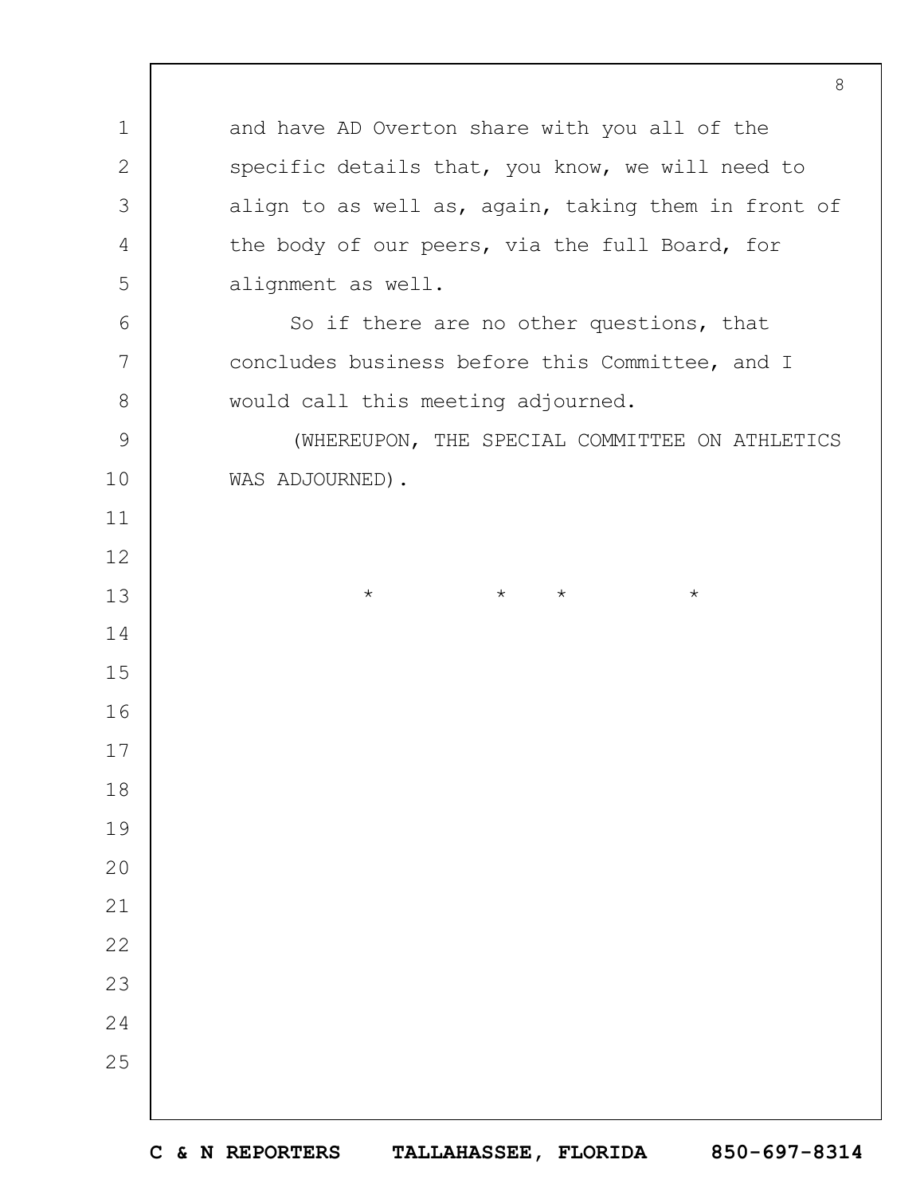and have AD Overton share with you all of the specific details that, you know, we will need to align to as well as, again, taking them in front of the body of our peers, via the full Board, for alignment as well.

So if there are no other questions, that concludes business before this Committee, and I would call this meeting adjourned.

(WHEREUPON, THE SPECIAL COMMITTEE ON ATHLETICS WAS ADJOURNED).

\* \* \* \*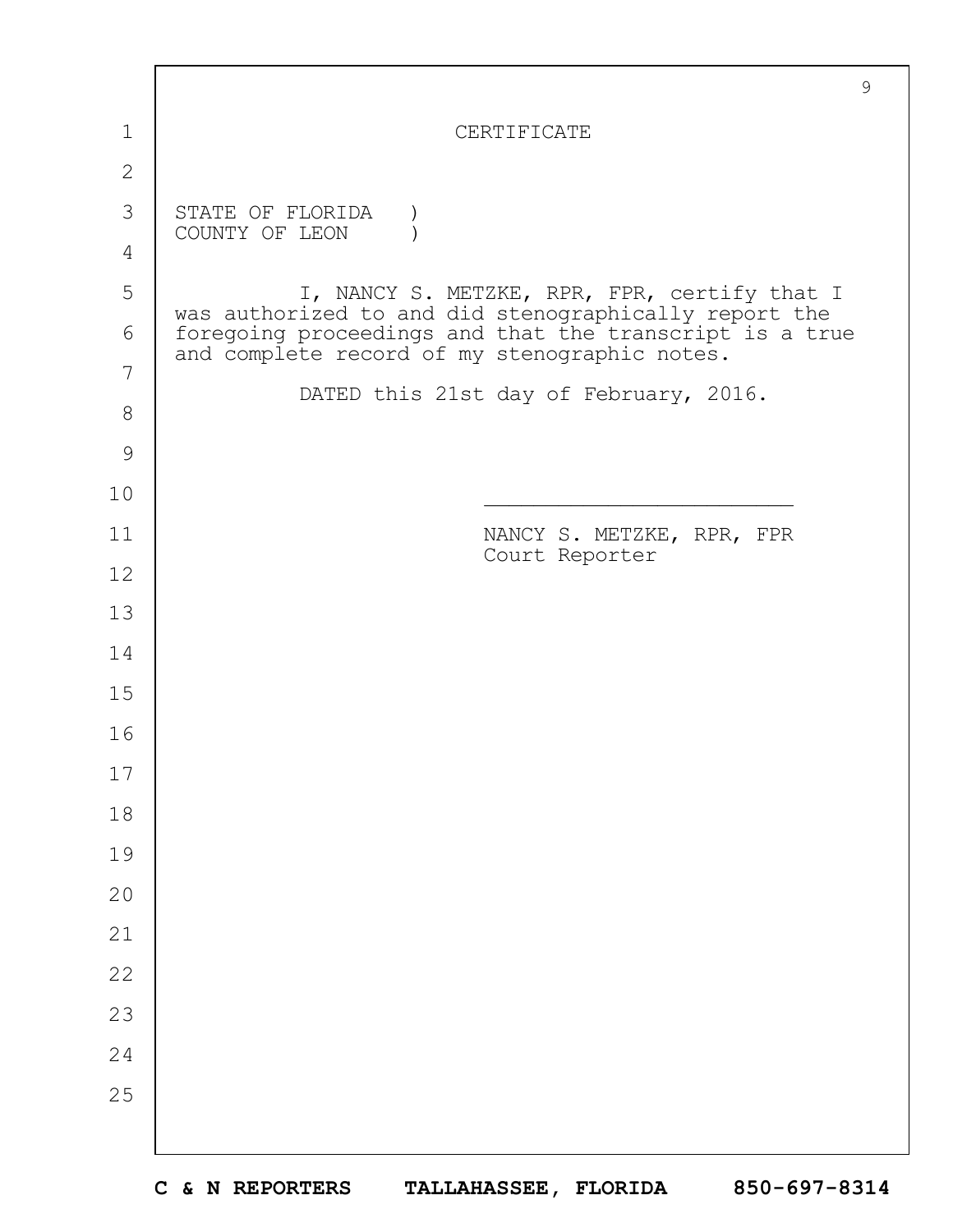# CERTIFICATE

STATE OF FLORIDA )
COUNTY OF LEON )

I, NANCY S. METZKE, RPR, FPR, certify that I was authorized to and did stenographically report the foregoing proceedings and that the transcript is a true and complete record of my stenographic notes.

DATED this 21st day of February, 2016.

\_\_\_\_\_\_\_\_\_\_\_\_\_\_\_\_\_\_\_\_\_\_\_\_\_

NANCY S. METZKE, RPR, FPR
Court Reporter

C & N REPORTERS TALLAHASSEE, FLORIDA 850-697-8314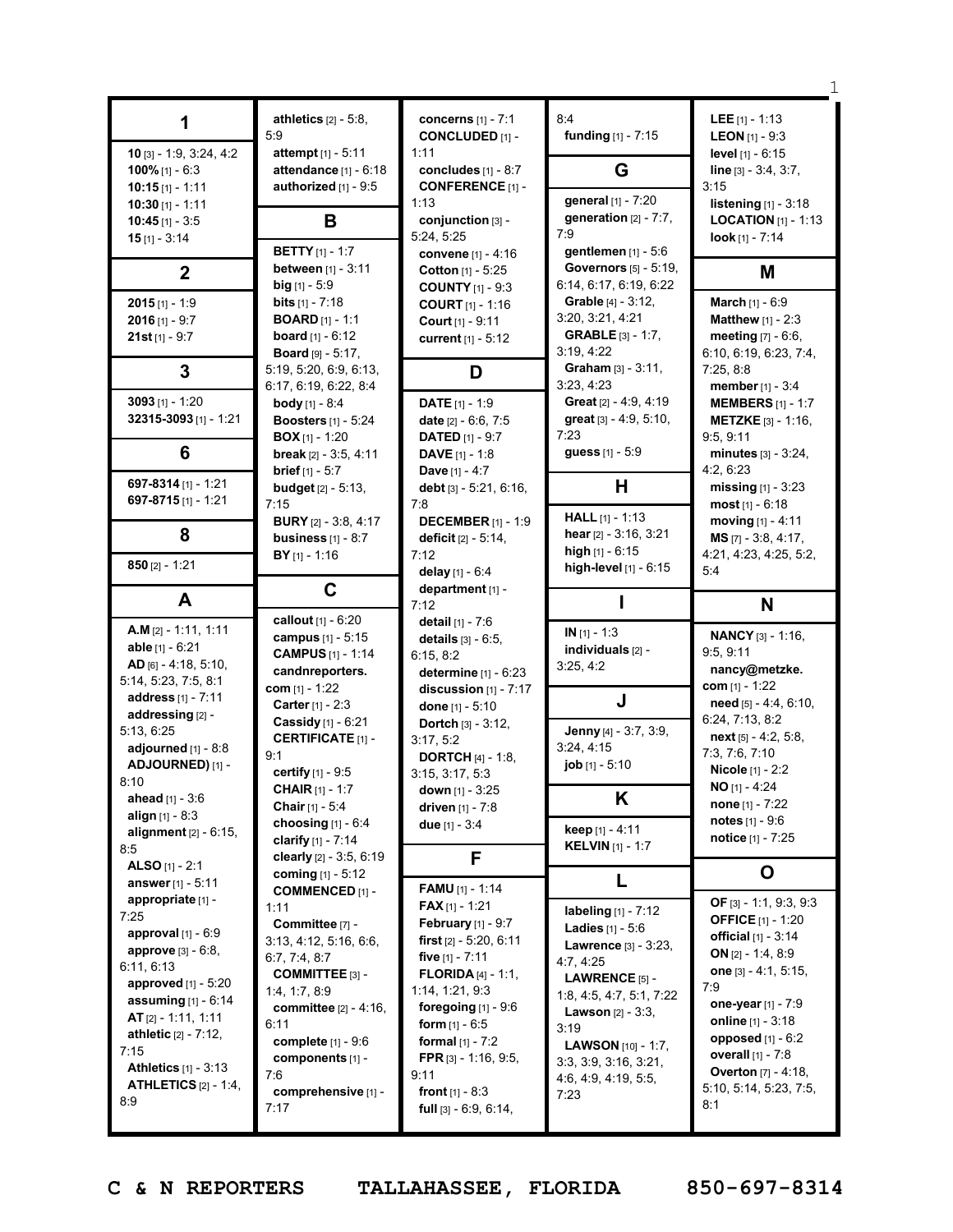## 1

**10** [3] - 1:9, 3:24, 4:2
**100%** [1] - 6:3
**10:15** [1] - 1:11
**10:30** [1] - 1:11
**10:45** [1] - 3:5
**15** [1] - 3:14

## 2

**2015** [1] - 1:9
**2016** [1] - 9:7
**21st** [1] - 9:7

## 3

**3093** [1] - 1:20
**32315-3093** [1] - 1:21

## 6

**697-8314** [1] - 1:21
**697-8715** [1] - 1:21

## 8

**850** [2] - 1:21

## A

**A.M** [2] - 1:11, 1:11
**able** [1] - 6:21
**AD** [6] - 4:18, 5:10, 5:14, 5:23, 7:5, 8:1
**address** [1] - 7:11
**addressing** [2] - 5:13, 6:25
**adjourned** [1] - 8:8
**ADJOURNED)** [1] - 8:10
**ahead** [1] - 3:6
**align** [1] - 8:3
**alignment** [2] - 6:15, 8:5
**ALSO** [1] - 2:1
**answer** [1] - 5:11
**appropriate** [1] - 7:25
**approval** [1] - 6:9
**approve** [3] - 6:8, 6:11, 6:13
**approved** [1] - 5:20
**assuming** [1] - 6:14
**AT** [2] - 1:11, 1:11
**athletic** [2] - 7:12, 7:15
**Athletics** [1] - 3:13
**ATHLETICS** [2] - 1:4, 8:9
**athletics** [2] - 5:8, 5:9
**attempt** [1] - 5:11
**attendance** [1] - 6:18
**authorized** [1] - 9:5

## B

**BETTY** [1] - 1:7
**between** [1] - 3:11
**big** [1] - 5:9
**bits** [1] - 7:18
**BOARD** [1] - 1:1
**board** [1] - 6:12
**Board** [9] - 5:17, 5:19, 5:20, 6:9, 6:13, 6:17, 6:19, 6:22, 8:4
**body** [1] - 8:4
**Boosters** [1] - 5:24
**BOX** [1] - 1:20
**break** [2] - 3:5, 4:11
**brief** [1] - 5:7
**budget** [2] - 5:13, 7:15
**BURY** [2] - 3:8, 4:17
**business** [1] - 8:7
**BY** [1] - 1:16

## C

**callout** [1] - 6:20
**campus** [1] - 5:15
**CAMPUS** [1] - 1:14
**candnreporters.com** [1] - 1:22
**Carter** [1] - 2:3
**Cassidy** [1] - 6:21
**CERTIFICATE** [1] - 9:1
**certify** [1] - 9:5
**CHAIR** [1] - 1:7
**Chair** [1] - 5:4
**choosing** [1] - 6:4
**clarify** [1] - 7:14
**clearly** [2] - 3:5, 6:19
**coming** [1] - 5:12
**COMMENCED** [1] - 1:11
**Committee** [7] - 3:13, 4:12, 5:16, 6:6, 6:7, 7:4, 8:7
**COMMITTEE** [3] - 1:4, 1:7, 8:9
**committee** [2] - 4:16, 6:11
**complete** [1] - 9:6
**components** [1] - 7:6
**comprehensive** [1] - 7:17
**concerns** [1] - 7:1
**CONCLUDED** [1] - 1:11
**concludes** [1] - 8:7
**CONFERENCE** [1] - 1:13
**conjunction** [3] - 5:24, 5:25
**convene** [1] - 4:16
**Cotton** [1] - 5:25
**COUNTY** [1] - 9:3
**COURT** [1] - 1:16
**Court** [1] - 9:11
**current** [1] - 5:12

## D

**DATE** [1] - 1:9
**date** [2] - 6:6, 7:5
**DATED** [1] - 9:7
**DAVE** [1] - 1:8
**Dave** [1] - 4:7
**debt** [3] - 5:21, 6:16, 7:8
**DECEMBER** [1] - 1:9
**deficit** [2] - 5:14, 7:12
**delay** [1] - 6:4
**department** [1] - 7:12
**detail** [1] - 7:6
**details** [3] - 6:5, 6:15, 8:2
**determine** [1] - 6:23
**discussion** [1] - 7:17
**done** [1] - 5:10
**Dortch** [3] - 3:12, 3:17, 5:2
**DORTCH** [4] - 1:8, 3:15, 3:17, 5:3
**down** [1] - 3:25
**driven** [1] - 7:8
**due** [1] - 3:4

## F

**FAMU** [1] - 1:14
**FAX** [1] - 1:21
**February** [1] - 9:7
**first** [2] - 5:20, 6:11
**five** [1] - 7:11
**FLORIDA** [4] - 1:1, 1:14, 1:21, 9:3
**foregoing** [1] - 9:6
**form** [1] - 6:5
**formal** [1] - 7:2
**FPR** [3] - 1:16, 9:5, 9:11
**front** [1] - 8:3
**full** [3] - 6:9, 6:14, 8:4
**funding** [1] - 7:15

## G

**general** [1] - 7:20
**generation** [2] - 7:7, 7:9
**gentlemen** [1] - 5:6
**Governors** [5] - 5:19, 6:14, 6:17, 6:19, 6:22
**Grable** [4] - 3:12, 3:20, 3:21, 4:21
**GRABLE** [3] - 1:7, 3:19, 4:22
**Graham** [3] - 3:11, 3:23, 4:23
**Great** [2] - 4:9, 4:19
**great** [3] - 4:9, 5:10, 7:23
**guess** [1] - 5:9

## H

**HALL** [1] - 1:13
**hear** [2] - 3:16, 3:21
**high** [1] - 6:15
**high-level** [1] - 6:15

## I

**IN** [1] - 1:3
**individuals** [2] - 3:25, 4:2

## J

**Jenny** [4] - 3:7, 3:9, 3:24, 4:15
**job** [1] - 5:10

## K

**keep** [1] - 4:11
**KELVIN** [1] - 1:7

## L

**labeling** [1] - 7:12
**Ladies** [1] - 5:6
**Lawrence** [3] - 3:23, 4:7, 4:25
**LAWRENCE** [5] - 1:8, 4:5, 4:7, 5:1, 7:22
**Lawson** [2] - 3:3, 3:19
**LAWSON** [10] - 1:7, 3:3, 3:9, 3:16, 3:21, 4:6, 4:9, 4:19, 5:5, 7:23
**LEE** [1] - 1:13
**LEON** [1] - 9:3
**level** [1] - 6:15
**line** [3] - 3:4, 3:7, 3:15
**listening** [1] - 3:18
**LOCATION** [1] - 1:13
**look** [1] - 7:14

## M

**March** [1] - 6:9
**Matthew** [1] - 2:3
**meeting** [7] - 6:6, 6:10, 6:19, 6:23, 7:4, 7:25, 8:8
**member** [1] - 3:4
**MEMBERS** [1] - 1:7
**METZKE** [3] - 1:16, 9:5, 9:11
**minutes** [3] - 3:24, 4:2, 6:23
**missing** [1] - 3:23
**most** [1] - 6:18
**moving** [1] - 4:11
**MS** [7] - 3:8, 4:17, 4:21, 4:23, 4:25, 5:2, 5:4

## N

**NANCY** [3] - 1:16, 9:5, 9:11
**nancy@metzke.com** [1] - 1:22
**need** [5] - 4:4, 6:10, 6:24, 7:13, 8:2
**next** [5] - 4:2, 5:8, 7:3, 7:6, 7:10
**Nicole** [1] - 2:2
**NO** [1] - 4:24
**none** [1] - 7:22
**notes** [1] - 9:6
**notice** [1] - 7:25

## O

**OF** [3] - 1:1, 9:3, 9:3
**OFFICE** [1] - 1:20
**official** [1] - 3:14
**ON** [2] - 1:4, 8:9
**one** [3] - 4:1, 5:15, 7:9
**one-year** [1] - 7:9
**online** [1] - 3:18
**opposed** [1] - 6:2
**overall** [1] - 7:8
**Overton** [7] - 4:18, 5:10, 5:14, 5:23, 7:5, 8:1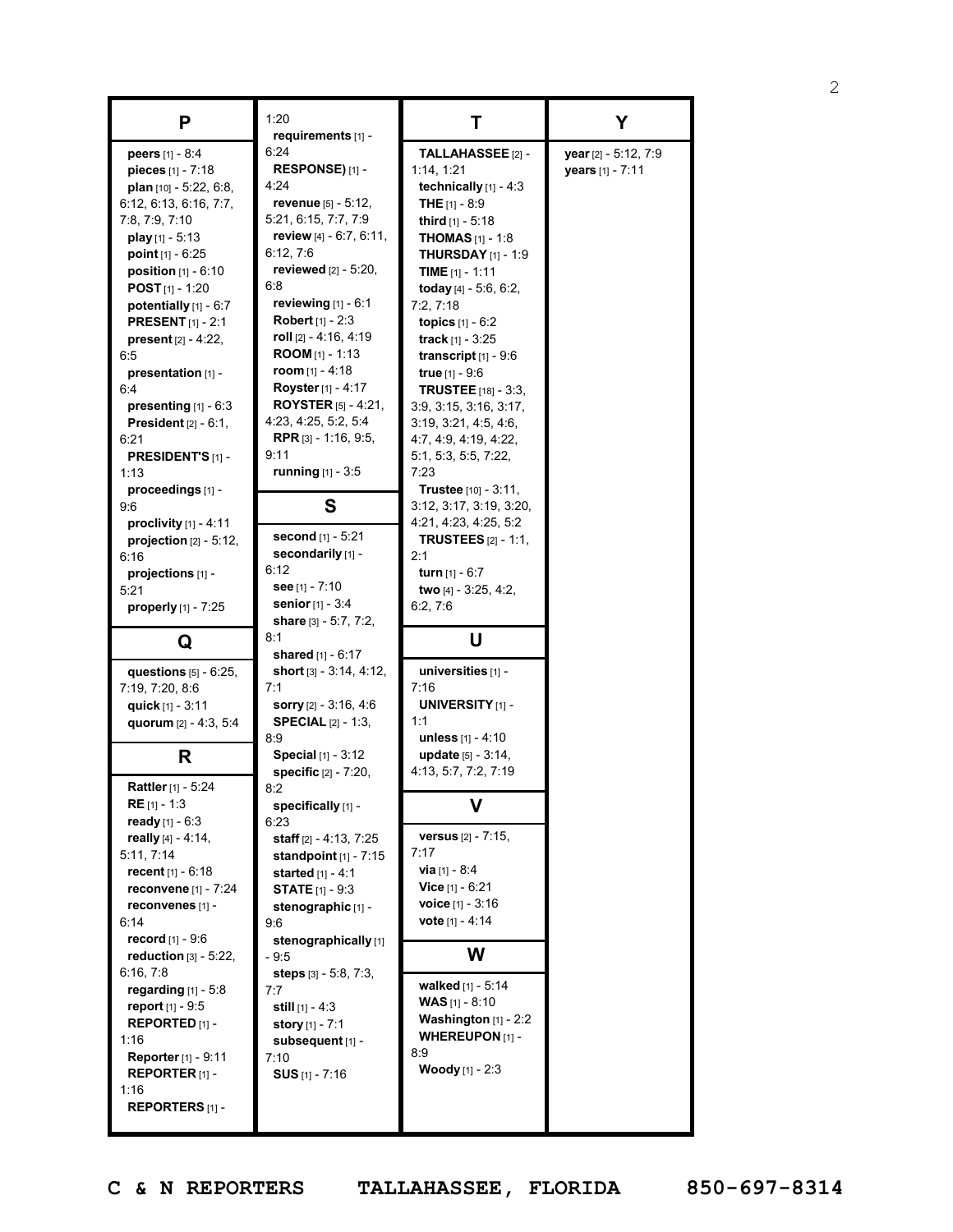## P

**peers** [1] - 8:4
**pieces** [1] - 7:18
**plan** [10] - 5:22, 6:8, 6:12, 6:13, 6:16, 7:7, 7:8, 7:9, 7:10
**play** [1] - 5:13
**point** [1] - 6:25
**position** [1] - 6:10
**POST** [1] - 1:20
**potentially** [1] - 6:7
**PRESENT** [1] - 2:1
**present** [2] - 4:22, 6:5
**presentation** [1] - 6:4
**presenting** [1] - 6:3
**President** [2] - 6:1, 6:21
**PRESIDENT'S** [1] - 1:13
**proceedings** [1] - 9:6
**proclivity** [1] - 4:11
**projection** [2] - 5:12, 6:16
**projections** [1] - 5:21
**properly** [1] - 7:25

## Q

**questions** [5] - 6:25, 7:19, 7:20, 8:6
**quick** [1] - 3:11
**quorum** [2] - 4:3, 5:4

## R

**Rattler** [1] - 5:24
**RE** [1] - 1:3
**ready** [1] - 6:3
**really** [4] - 4:14, 5:11, 7:14
**recent** [1] - 6:18
**reconvene** [1] - 7:24
**reconvenes** [1] - 6:14
**record** [1] - 9:6
**reduction** [3] - 5:22, 6:16, 7:8
**regarding** [1] - 5:8
**report** [1] - 9:5
**REPORTED** [1] - 1:16
**Reporter** [1] - 9:11
**REPORTER** [1] - 1:16
**REPORTERS** [1] - 1:20
**requirements** [1] - 6:24
**RESPONSE)** [1] - 4:24
**revenue** [5] - 5:12, 5:21, 6:15, 7:7, 7:9
**review** [4] - 6:7, 6:11, 6:12, 7:6
**reviewed** [2] - 5:20, 6:8
**reviewing** [1] - 6:1
**Robert** [1] - 2:3
**roll** [2] - 4:16, 4:19
**ROOM** [1] - 1:13
**room** [1] - 4:18
**Royster** [1] - 4:17
**ROYSTER** [5] - 4:21, 4:23, 4:25, 5:2, 5:4
**RPR** [3] - 1:16, 9:5, 9:11
**running** [1] - 3:5

## S

**second** [1] - 5:21
**secondarily** [1] - 6:12
**see** [1] - 7:10
**senior** [1] - 3:4
**share** [3] - 5:7, 7:2, 8:1
**shared** [1] - 6:17
**short** [3] - 3:14, 4:12, 7:1
**sorry** [2] - 3:16, 4:6
**SPECIAL** [2] - 1:3, 8:9
**Special** [1] - 3:12
**specific** [2] - 7:20, 8:2
**specifically** [1] - 6:23
**staff** [2] - 4:13, 7:25
**standpoint** [1] - 7:15
**started** [1] - 4:1
**STATE** [1] - 9:3
**stenographic** [1] - 9:6
**stenographically** [1] - 9:5
**steps** [3] - 5:8, 7:3, 7:7
**still** [1] - 4:3
**story** [1] - 7:1
**subsequent** [1] - 7:10
**SUS** [1] - 7:16

## T

**TALLAHASSEE** [2] - 1:14, 1:21
**technically** [1] - 4:3
**THE** [1] - 8:9
**third** [1] - 5:18
**THOMAS** [1] - 1:8
**THURSDAY** [1] - 1:9
**TIME** [1] - 1:11
**today** [4] - 5:6, 6:2, 7:2, 7:18
**topics** [1] - 6:2
**track** [1] - 3:25
**transcript** [1] - 9:6
**true** [1] - 9:6
**TRUSTEE** [18] - 3:3, 3:9, 3:15, 3:16, 3:17, 3:19, 3:21, 4:5, 4:6, 4:7, 4:9, 4:19, 4:22, 5:1, 5:3, 5:5, 7:22, 7:23
**Trustee** [10] - 3:11, 3:12, 3:17, 3:19, 3:20, 4:21, 4:23, 4:25, 5:2
**TRUSTEES** [2] - 1:1, 2:1
**turn** [1] - 6:7
**two** [4] - 3:25, 4:2, 6:2, 7:6

## U

**universities** [1] - 7:16
**UNIVERSITY** [1] - 1:1
**unless** [1] - 4:10
**update** [5] - 3:14, 4:13, 5:7, 7:2, 7:19

## V

**versus** [2] - 7:15, 7:17
**via** [1] - 8:4
**Vice** [1] - 6:21
**voice** [1] - 3:16
**vote** [1] - 4:14

## W

**walked** [1] - 5:14
**WAS** [1] - 8:10
**Washington** [1] - 2:2
**WHEREUPON** [1] - 8:9
**Woody** [1] - 2:3

## Y

**year** [2] - 5:12, 7:9
**years** [1] - 7:11